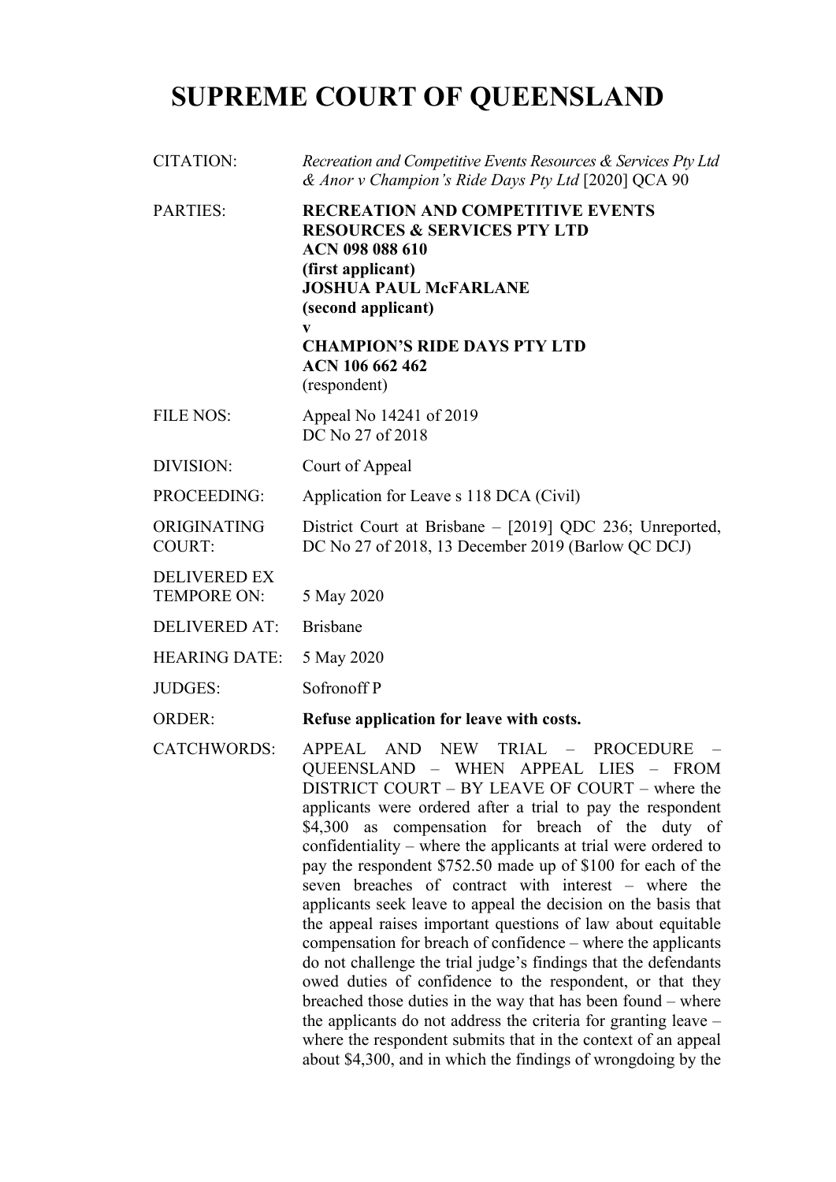# SUPREME COURT OF QUEENSLAND

| | |
|---|---|
| CITATION: | *Recreation and Competitive Events Resources & Services Pty Ltd & Anor v Champion's Ride Days Pty Ltd* [2020] QCA 90 |
| PARTIES: | **RECREATION AND COMPETITIVE EVENTS RESOURCES & SERVICES PTY LTD**<br>**ACN 098 088 610**<br>**(first applicant)**<br>**JOSHUA PAUL McFARLANE**<br>**(second applicant)**<br>**v**<br>**CHAMPION'S RIDE DAYS PTY LTD**<br>**ACN 106 662 462**<br>(respondent) |
| FILE NOS: | Appeal No 14241 of 2019<br>DC No 27 of 2018 |
| DIVISION: | Court of Appeal |
| PROCEEDING: | Application for Leave s 118 DCA (Civil) |
| ORIGINATING COURT: | District Court at Brisbane – [2019] QDC 236; Unreported, DC No 27 of 2018, 13 December 2019 (Barlow QC DCJ) |
| DELIVERED EX TEMPORE ON: | 5 May 2020 |
| DELIVERED AT: | Brisbane |
| HEARING DATE: | 5 May 2020 |
| JUDGES: | Sofronoff P |
| ORDER: | **Refuse application for leave with costs.** |
| CATCHWORDS: | APPEAL AND NEW TRIAL – PROCEDURE – QUEENSLAND – WHEN APPEAL LIES – FROM DISTRICT COURT – BY LEAVE OF COURT – where the applicants were ordered after a trial to pay the respondent $4,300 as compensation for breach of the duty of confidentiality – where the applicants at trial were ordered to pay the respondent $752.50 made up of $100 for each of the seven breaches of contract with interest – where the applicants seek leave to appeal the decision on the basis that the appeal raises important questions of law about equitable compensation for breach of confidence – where the applicants do not challenge the trial judge's findings that the defendants owed duties of confidence to the respondent, or that they breached those duties in the way that has been found – where the applicants do not address the criteria for granting leave – where the respondent submits that in the context of an appeal about $4,300, and in which the findings of wrongdoing by the |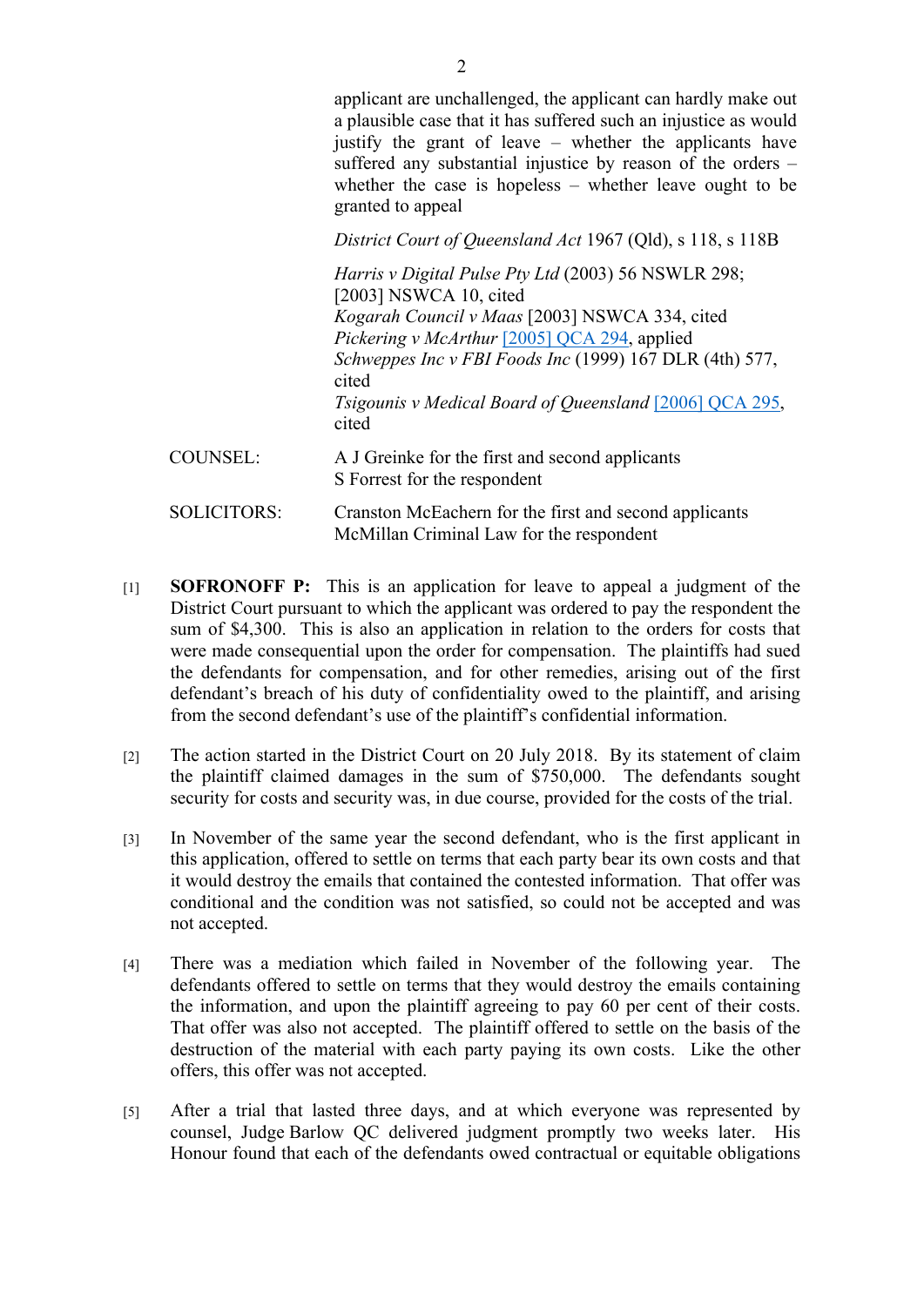applicant are unchallenged, the applicant can hardly make out a plausible case that it has suffered such an injustice as would justify the grant of leave – whether the applicants have suffered any substantial injustice by reason of the orders – whether the case is hopeless – whether leave ought to be granted to appeal

*District Court of Queensland Act* 1967 (Qld), s 118, s 118B

*Harris v Digital Pulse Pty Ltd* (2003) 56 NSWLR 298; [2003] NSWCA 10, cited
*Kogarah Council v Maas* [2003] NSWCA 334, cited
*Pickering v McArthur* [2005] QCA 294, applied
*Schweppes Inc v FBI Foods Inc* (1999) 167 DLR (4th) 577, cited
*Tsigounis v Medical Board of Queensland* [2006] QCA 295, cited

COUNSEL: A J Greinke for the first and second applicants
S Forrest for the respondent

SOLICITORS: Cranston McEachern for the first and second applicants
McMillan Criminal Law for the respondent

[1] **SOFRONOFF P:** This is an application for leave to appeal a judgment of the District Court pursuant to which the applicant was ordered to pay the respondent the sum of $4,300. This is also an application in relation to the orders for costs that were made consequential upon the order for compensation. The plaintiffs had sued the defendants for compensation, and for other remedies, arising out of the first defendant's breach of his duty of confidentiality owed to the plaintiff, and arising from the second defendant's use of the plaintiff's confidential information.

[2] The action started in the District Court on 20 July 2018. By its statement of claim the plaintiff claimed damages in the sum of $750,000. The defendants sought security for costs and security was, in due course, provided for the costs of the trial.

[3] In November of the same year the second defendant, who is the first applicant in this application, offered to settle on terms that each party bear its own costs and that it would destroy the emails that contained the contested information. That offer was conditional and the condition was not satisfied, so could not be accepted and was not accepted.

[4] There was a mediation which failed in November of the following year. The defendants offered to settle on terms that they would destroy the emails containing the information, and upon the plaintiff agreeing to pay 60 per cent of their costs. That offer was also not accepted. The plaintiff offered to settle on the basis of the destruction of the material with each party paying its own costs. Like the other offers, this offer was not accepted.

[5] After a trial that lasted three days, and at which everyone was represented by counsel, Judge Barlow QC delivered judgment promptly two weeks later. His Honour found that each of the defendants owed contractual or equitable obligations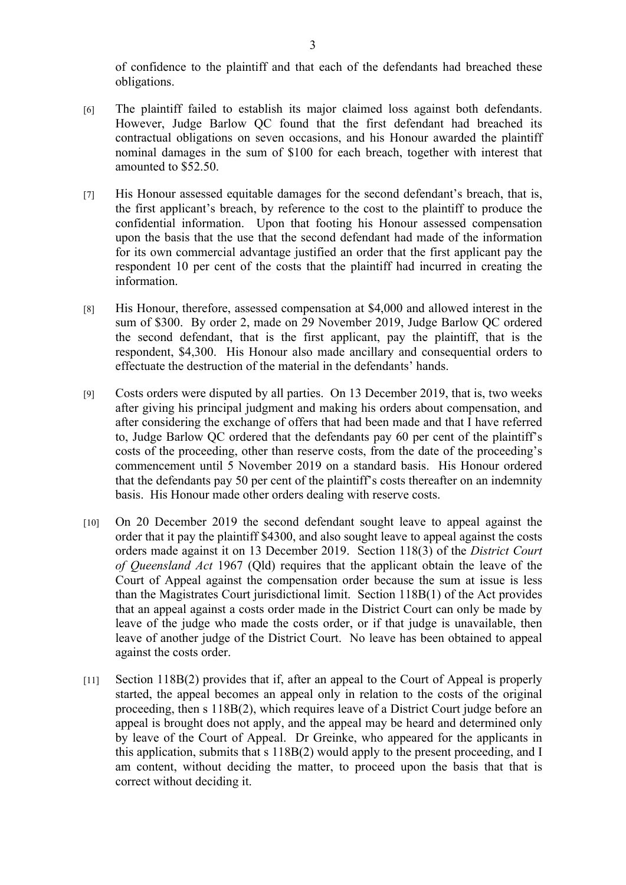of confidence to the plaintiff and that each of the defendants had breached these obligations.

[6] The plaintiff failed to establish its major claimed loss against both defendants. However, Judge Barlow QC found that the first defendant had breached its contractual obligations on seven occasions, and his Honour awarded the plaintiff nominal damages in the sum of $100 for each breach, together with interest that amounted to $52.50.

[7] His Honour assessed equitable damages for the second defendant's breach, that is, the first applicant's breach, by reference to the cost to the plaintiff to produce the confidential information. Upon that footing his Honour assessed compensation upon the basis that the use that the second defendant had made of the information for its own commercial advantage justified an order that the first applicant pay the respondent 10 per cent of the costs that the plaintiff had incurred in creating the information.

[8] His Honour, therefore, assessed compensation at $4,000 and allowed interest in the sum of $300. By order 2, made on 29 November 2019, Judge Barlow QC ordered the second defendant, that is the first applicant, pay the plaintiff, that is the respondent, $4,300. His Honour also made ancillary and consequential orders to effectuate the destruction of the material in the defendants' hands.

[9] Costs orders were disputed by all parties. On 13 December 2019, that is, two weeks after giving his principal judgment and making his orders about compensation, and after considering the exchange of offers that had been made and that I have referred to, Judge Barlow QC ordered that the defendants pay 60 per cent of the plaintiff's costs of the proceeding, other than reserve costs, from the date of the proceeding's commencement until 5 November 2019 on a standard basis. His Honour ordered that the defendants pay 50 per cent of the plaintiff's costs thereafter on an indemnity basis. His Honour made other orders dealing with reserve costs.

[10] On 20 December 2019 the second defendant sought leave to appeal against the order that it pay the plaintiff $4300, and also sought leave to appeal against the costs orders made against it on 13 December 2019. Section 118(3) of the *District Court of Queensland Act* 1967 (Qld) requires that the applicant obtain the leave of the Court of Appeal against the compensation order because the sum at issue is less than the Magistrates Court jurisdictional limit. Section 118B(1) of the Act provides that an appeal against a costs order made in the District Court can only be made by leave of the judge who made the costs order, or if that judge is unavailable, then leave of another judge of the District Court. No leave has been obtained to appeal against the costs order.

[11] Section 118B(2) provides that if, after an appeal to the Court of Appeal is properly started, the appeal becomes an appeal only in relation to the costs of the original proceeding, then s 118B(2), which requires leave of a District Court judge before an appeal is brought does not apply, and the appeal may be heard and determined only by leave of the Court of Appeal. Dr Greinke, who appeared for the applicants in this application, submits that s 118B(2) would apply to the present proceeding, and I am content, without deciding the matter, to proceed upon the basis that that is correct without deciding it.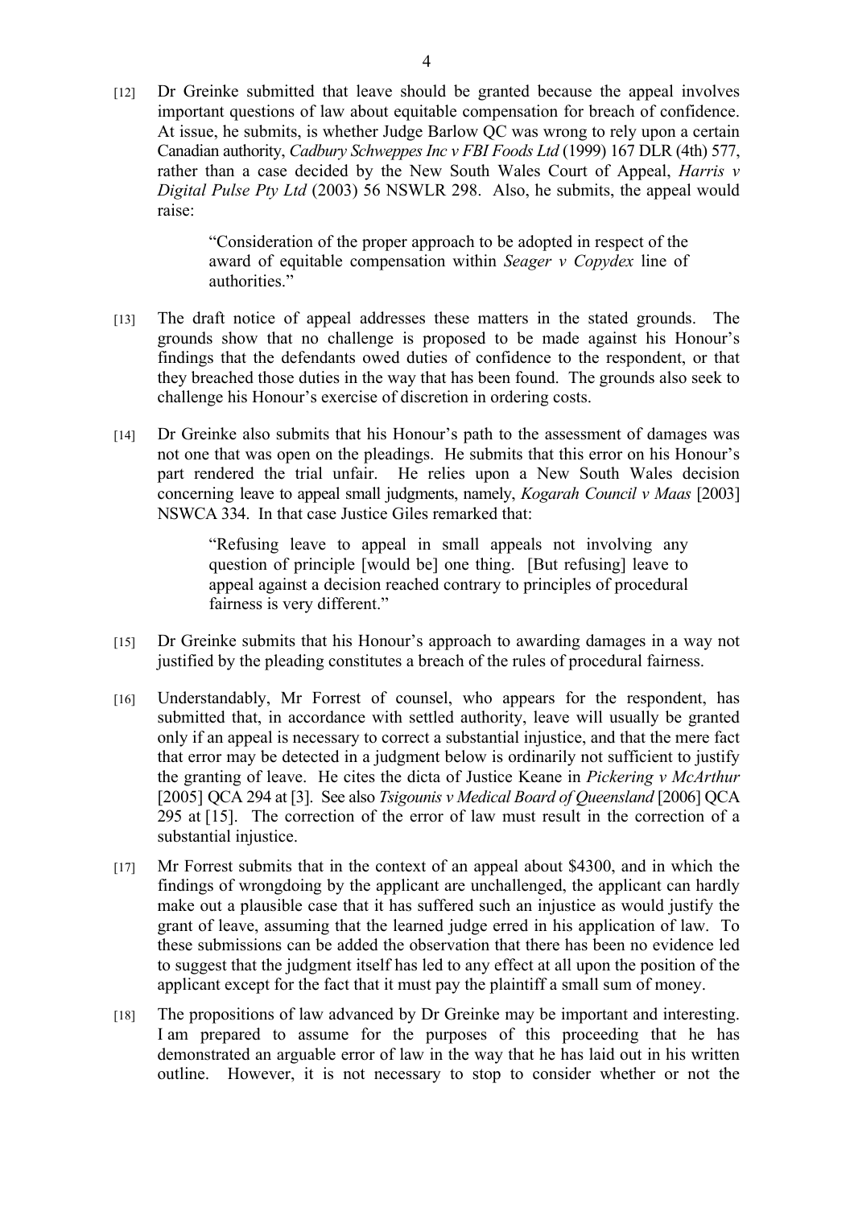[12] Dr Greinke submitted that leave should be granted because the appeal involves important questions of law about equitable compensation for breach of confidence. At issue, he submits, is whether Judge Barlow QC was wrong to rely upon a certain Canadian authority, *Cadbury Schweppes Inc v FBI Foods Ltd* (1999) 167 DLR (4th) 577, rather than a case decided by the New South Wales Court of Appeal, *Harris v Digital Pulse Pty Ltd* (2003) 56 NSWLR 298. Also, he submits, the appeal would raise:

> "Consideration of the proper approach to be adopted in respect of the award of equitable compensation within *Seager v Copydex* line of authorities."

[13] The draft notice of appeal addresses these matters in the stated grounds. The grounds show that no challenge is proposed to be made against his Honour's findings that the defendants owed duties of confidence to the respondent, or that they breached those duties in the way that has been found. The grounds also seek to challenge his Honour's exercise of discretion in ordering costs.

[14] Dr Greinke also submits that his Honour's path to the assessment of damages was not one that was open on the pleadings. He submits that this error on his Honour's part rendered the trial unfair. He relies upon a New South Wales decision concerning leave to appeal small judgments, namely, *Kogarah Council v Maas* [2003] NSWCA 334. In that case Justice Giles remarked that:

> "Refusing leave to appeal in small appeals not involving any question of principle [would be] one thing. [But refusing] leave to appeal against a decision reached contrary to principles of procedural fairness is very different."

[15] Dr Greinke submits that his Honour's approach to awarding damages in a way not justified by the pleading constitutes a breach of the rules of procedural fairness.

[16] Understandably, Mr Forrest of counsel, who appears for the respondent, has submitted that, in accordance with settled authority, leave will usually be granted only if an appeal is necessary to correct a substantial injustice, and that the mere fact that error may be detected in a judgment below is ordinarily not sufficient to justify the granting of leave. He cites the dicta of Justice Keane in *Pickering v McArthur* [2005] QCA 294 at [3]. See also *Tsigounis v Medical Board of Queensland* [2006] QCA 295 at [15]. The correction of the error of law must result in the correction of a substantial injustice.

[17] Mr Forrest submits that in the context of an appeal about $4300, and in which the findings of wrongdoing by the applicant are unchallenged, the applicant can hardly make out a plausible case that it has suffered such an injustice as would justify the grant of leave, assuming that the learned judge erred in his application of law. To these submissions can be added the observation that there has been no evidence led to suggest that the judgment itself has led to any effect at all upon the position of the applicant except for the fact that it must pay the plaintiff a small sum of money.

[18] The propositions of law advanced by Dr Greinke may be important and interesting. I am prepared to assume for the purposes of this proceeding that he has demonstrated an arguable error of law in the way that he has laid out in his written outline. However, it is not necessary to stop to consider whether or not the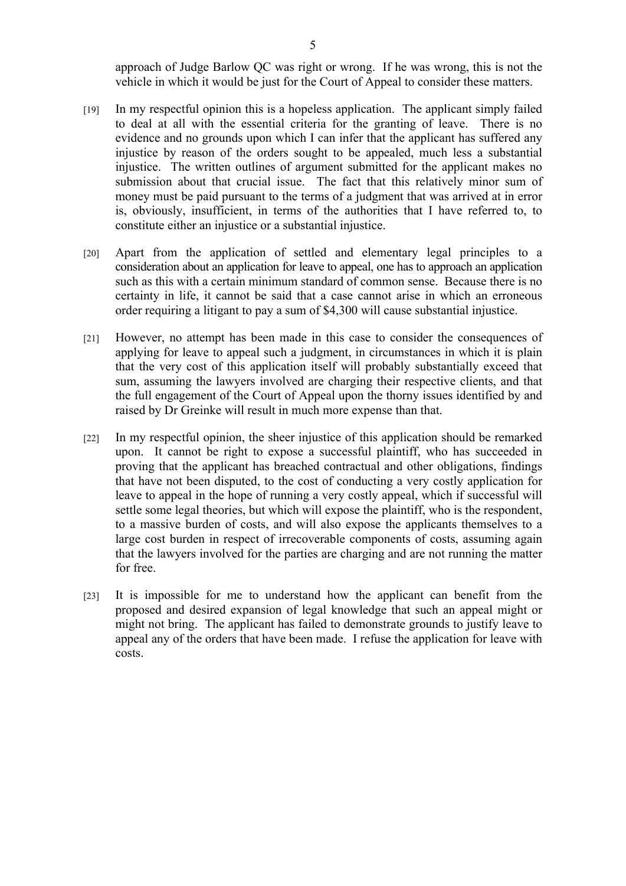approach of Judge Barlow QC was right or wrong. If he was wrong, this is not the vehicle in which it would be just for the Court of Appeal to consider these matters.

[19] In my respectful opinion this is a hopeless application. The applicant simply failed to deal at all with the essential criteria for the granting of leave. There is no evidence and no grounds upon which I can infer that the applicant has suffered any injustice by reason of the orders sought to be appealed, much less a substantial injustice. The written outlines of argument submitted for the applicant makes no submission about that crucial issue. The fact that this relatively minor sum of money must be paid pursuant to the terms of a judgment that was arrived at in error is, obviously, insufficient, in terms of the authorities that I have referred to, to constitute either an injustice or a substantial injustice.

[20] Apart from the application of settled and elementary legal principles to a consideration about an application for leave to appeal, one has to approach an application such as this with a certain minimum standard of common sense. Because there is no certainty in life, it cannot be said that a case cannot arise in which an erroneous order requiring a litigant to pay a sum of $4,300 will cause substantial injustice.

[21] However, no attempt has been made in this case to consider the consequences of applying for leave to appeal such a judgment, in circumstances in which it is plain that the very cost of this application itself will probably substantially exceed that sum, assuming the lawyers involved are charging their respective clients, and that the full engagement of the Court of Appeal upon the thorny issues identified by and raised by Dr Greinke will result in much more expense than that.

[22] In my respectful opinion, the sheer injustice of this application should be remarked upon. It cannot be right to expose a successful plaintiff, who has succeeded in proving that the applicant has breached contractual and other obligations, findings that have not been disputed, to the cost of conducting a very costly application for leave to appeal in the hope of running a very costly appeal, which if successful will settle some legal theories, but which will expose the plaintiff, who is the respondent, to a massive burden of costs, and will also expose the applicants themselves to a large cost burden in respect of irrecoverable components of costs, assuming again that the lawyers involved for the parties are charging and are not running the matter for free.

[23] It is impossible for me to understand how the applicant can benefit from the proposed and desired expansion of legal knowledge that such an appeal might or might not bring. The applicant has failed to demonstrate grounds to justify leave to appeal any of the orders that have been made. I refuse the application for leave with costs.